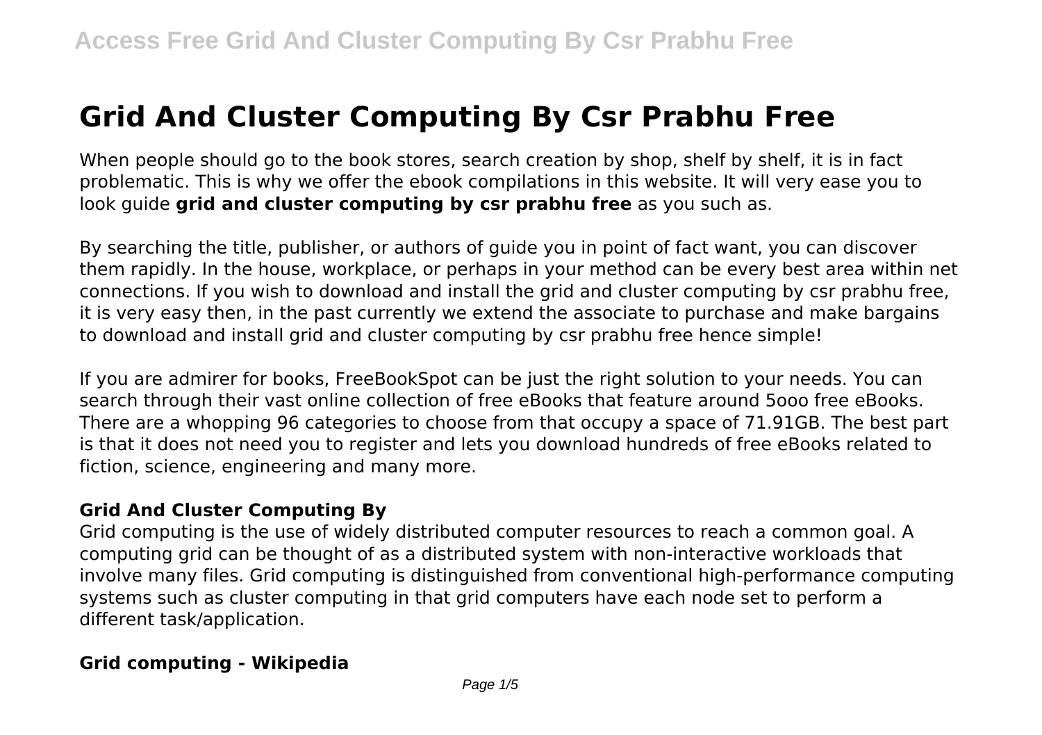# Grid And Cluster Computing By Csr Prabhu Free

When people should go to the book stores, search creation by shop, shelf by shelf, it is in fact problematic. This is why we offer the ebook compilations in this website. It will very ease you to look guide **grid and cluster computing by csr prabhu free** as you such as.

By searching the title, publisher, or authors of guide you in point of fact want, you can discover them rapidly. In the house, workplace, or perhaps in your method can be every best area within net connections. If you wish to download and install the grid and cluster computing by csr prabhu free, it is very easy then, in the past currently we extend the associate to purchase and make bargains to download and install grid and cluster computing by csr prabhu free hence simple!

If you are admirer for books, FreeBookSpot can be just the right solution to your needs. You can search through their vast online collection of free eBooks that feature around 5ooo free eBooks. There are a whopping 96 categories to choose from that occupy a space of 71.91GB. The best part is that it does not need you to register and lets you download hundreds of free eBooks related to fiction, science, engineering and many more.

### Grid And Cluster Computing By

Grid computing is the use of widely distributed computer resources to reach a common goal. A computing grid can be thought of as a distributed system with non-interactive workloads that involve many files. Grid computing is distinguished from conventional high-performance computing systems such as cluster computing in that grid computers have each node set to perform a different task/application.

### Grid computing - Wikipedia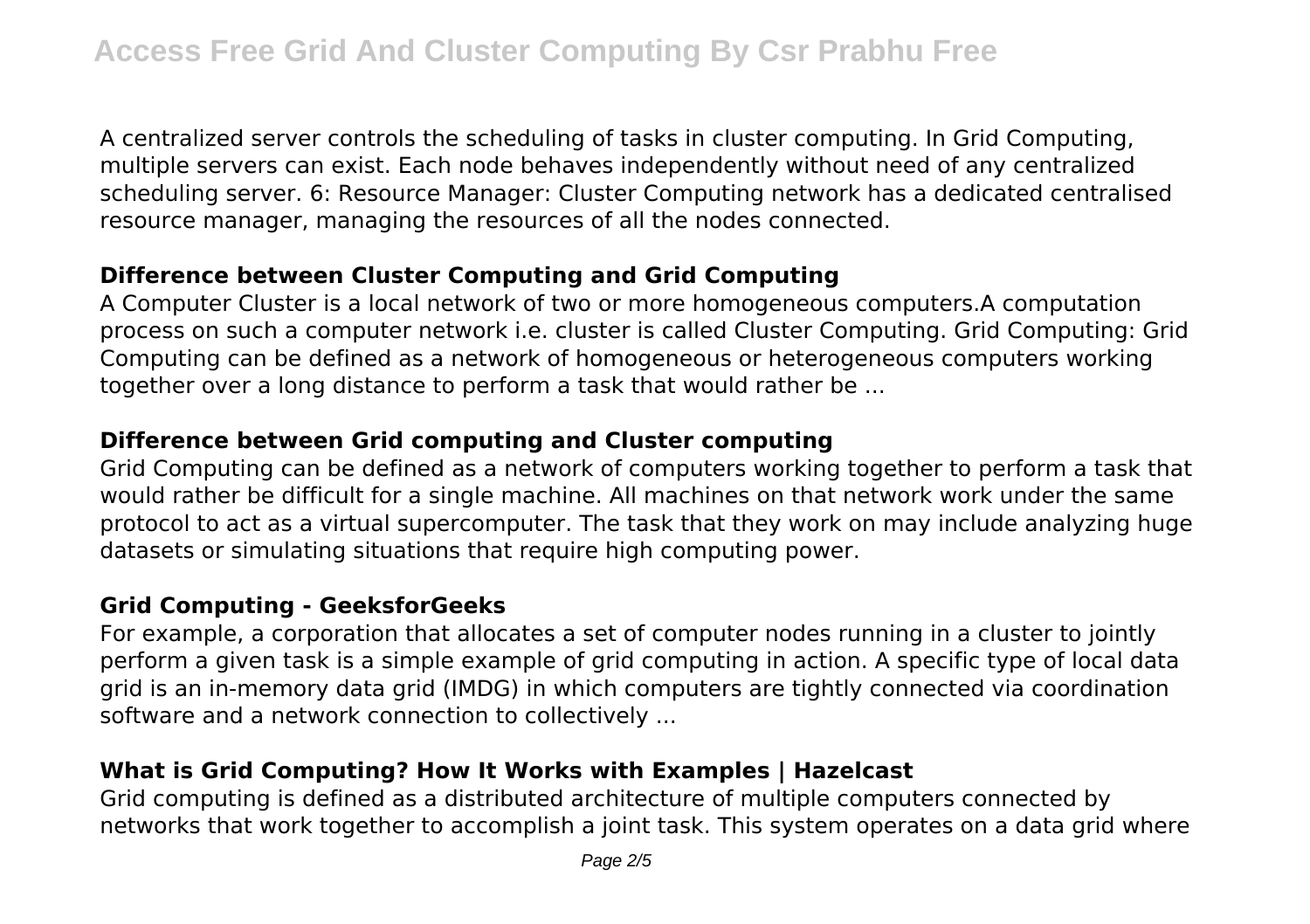A centralized server controls the scheduling of tasks in cluster computing. In Grid Computing, multiple servers can exist. Each node behaves independently without need of any centralized scheduling server. 6: Resource Manager: Cluster Computing network has a dedicated centralised resource manager, managing the resources of all the nodes connected.

## Difference between Cluster Computing and Grid Computing

A Computer Cluster is a local network of two or more homogeneous computers.A computation process on such a computer network i.e. cluster is called Cluster Computing. Grid Computing: Grid Computing can be defined as a network of homogeneous or heterogeneous computers working together over a long distance to perform a task that would rather be ...

## Difference between Grid computing and Cluster computing

Grid Computing can be defined as a network of computers working together to perform a task that would rather be difficult for a single machine. All machines on that network work under the same protocol to act as a virtual supercomputer. The task that they work on may include analyzing huge datasets or simulating situations that require high computing power.

## Grid Computing - GeeksforGeeks

For example, a corporation that allocates a set of computer nodes running in a cluster to jointly perform a given task is a simple example of grid computing in action. A specific type of local data grid is an in-memory data grid (IMDG) in which computers are tightly connected via coordination software and a network connection to collectively ...

## What is Grid Computing? How It Works with Examples | Hazelcast

Grid computing is defined as a distributed architecture of multiple computers connected by networks that work together to accomplish a joint task. This system operates on a data grid where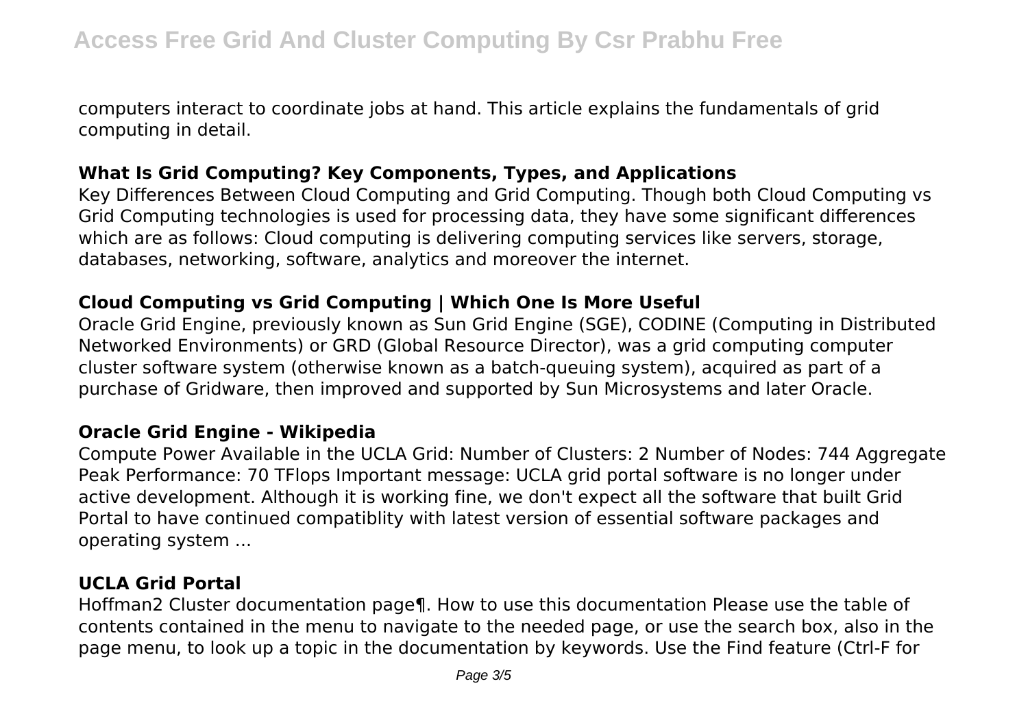computers interact to coordinate jobs at hand. This article explains the fundamentals of grid computing in detail.

### What Is Grid Computing? Key Components, Types, and Applications

Key Differences Between Cloud Computing and Grid Computing. Though both Cloud Computing vs Grid Computing technologies is used for processing data, they have some significant differences which are as follows: Cloud computing is delivering computing services like servers, storage, databases, networking, software, analytics and moreover the internet.

### Cloud Computing vs Grid Computing | Which One Is More Useful

Oracle Grid Engine, previously known as Sun Grid Engine (SGE), CODINE (Computing in Distributed Networked Environments) or GRD (Global Resource Director), was a grid computing computer cluster software system (otherwise known as a batch-queuing system), acquired as part of a purchase of Gridware, then improved and supported by Sun Microsystems and later Oracle.

### Oracle Grid Engine - Wikipedia

Compute Power Available in the UCLA Grid: Number of Clusters: 2 Number of Nodes: 744 Aggregate Peak Performance: 70 TFlops Important message: UCLA grid portal software is no longer under active development. Although it is working fine, we don't expect all the software that built Grid Portal to have continued compatiblity with latest version of essential software packages and operating system ...

### UCLA Grid Portal

Hoffman2 Cluster documentation page¶. How to use this documentation Please use the table of contents contained in the menu to navigate to the needed page, or use the search box, also in the page menu, to look up a topic in the documentation by keywords. Use the Find feature (Ctrl-F for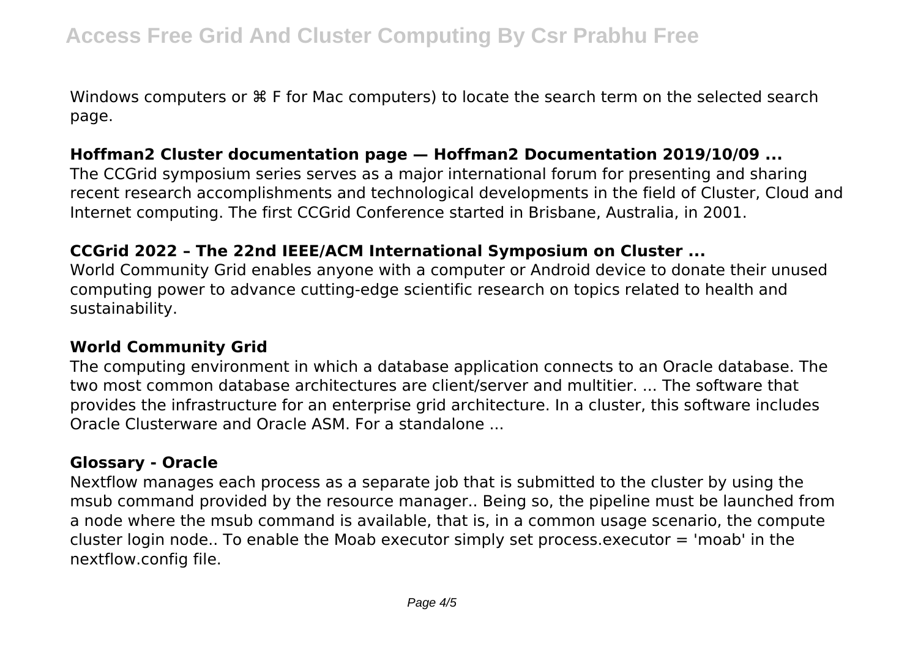Windows computers or ⌘ F for Mac computers) to locate the search term on the selected search page.

### Hoffman2 Cluster documentation page — Hoffman2 Documentation 2019/10/09 ...

The CCGrid symposium series serves as a major international forum for presenting and sharing recent research accomplishments and technological developments in the field of Cluster, Cloud and Internet computing. The first CCGrid Conference started in Brisbane, Australia, in 2001.

### CCGrid 2022 – The 22nd IEEE/ACM International Symposium on Cluster ...

World Community Grid enables anyone with a computer or Android device to donate their unused computing power to advance cutting-edge scientific research on topics related to health and sustainability.

### World Community Grid

The computing environment in which a database application connects to an Oracle database. The two most common database architectures are client/server and multitier. ... The software that provides the infrastructure for an enterprise grid architecture. In a cluster, this software includes Oracle Clusterware and Oracle ASM. For a standalone ...

### Glossary - Oracle

Nextflow manages each process as a separate job that is submitted to the cluster by using the msub command provided by the resource manager.. Being so, the pipeline must be launched from a node where the msub command is available, that is, in a common usage scenario, the compute cluster login node.. To enable the Moab executor simply set process.executor = 'moab' in the nextflow.config file.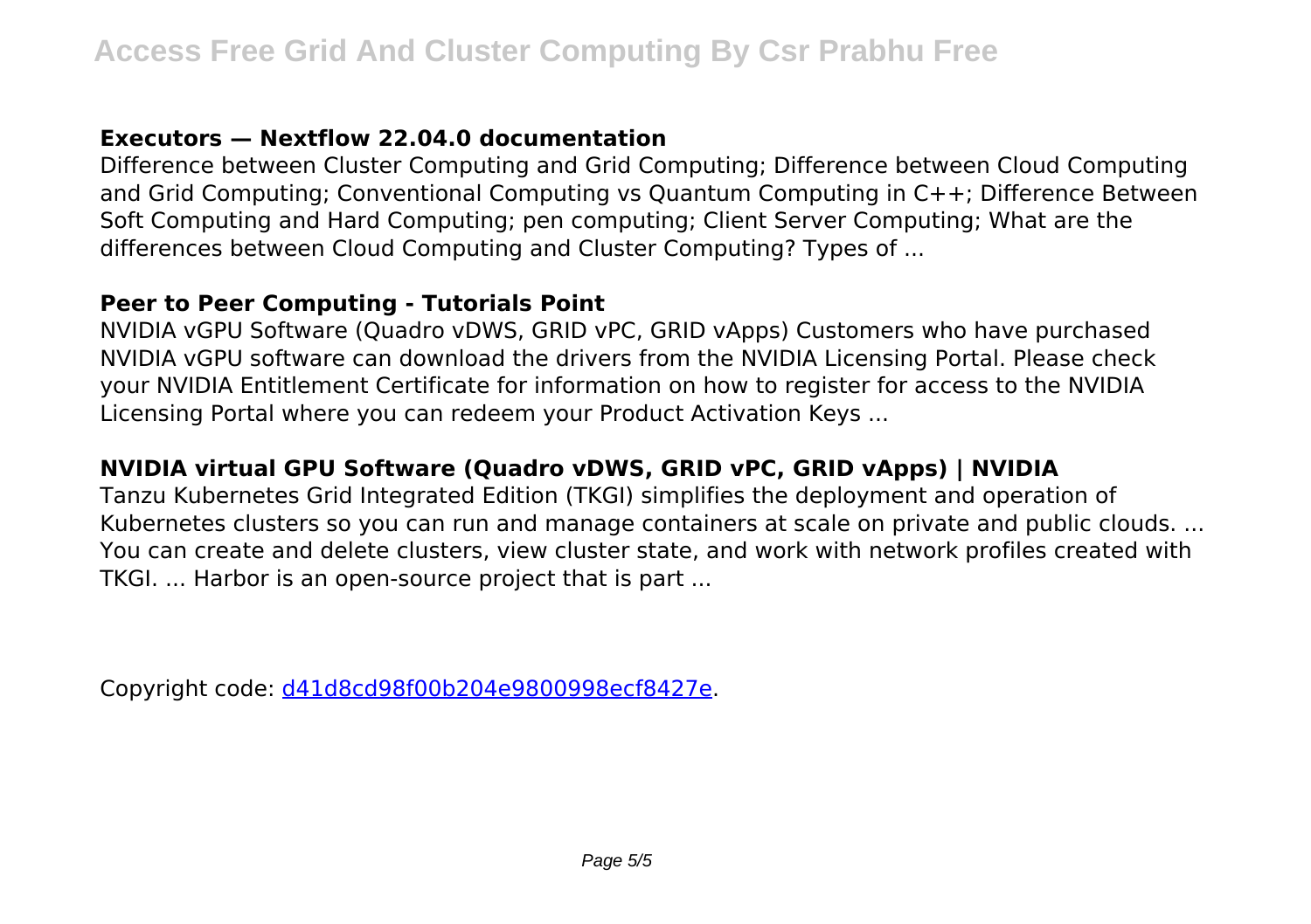### Executors — Nextflow 22.04.0 documentation

Difference between Cluster Computing and Grid Computing; Difference between Cloud Computing and Grid Computing; Conventional Computing vs Quantum Computing in C++; Difference Between Soft Computing and Hard Computing; pen computing; Client Server Computing; What are the differences between Cloud Computing and Cluster Computing? Types of ...

### Peer to Peer Computing - Tutorials Point

NVIDIA vGPU Software (Quadro vDWS, GRID vPC, GRID vApps) Customers who have purchased NVIDIA vGPU software can download the drivers from the NVIDIA Licensing Portal. Please check your NVIDIA Entitlement Certificate for information on how to register for access to the NVIDIA Licensing Portal where you can redeem your Product Activation Keys ...

### NVIDIA virtual GPU Software (Quadro vDWS, GRID vPC, GRID vApps) | NVIDIA

Tanzu Kubernetes Grid Integrated Edition (TKGI) simplifies the deployment and operation of Kubernetes clusters so you can run and manage containers at scale on private and public clouds. ... You can create and delete clusters, view cluster state, and work with network profiles created with TKGI. ... Harbor is an open-source project that is part ...

Copyright code: d41d8cd98f00b204e9800998ecf8427e.